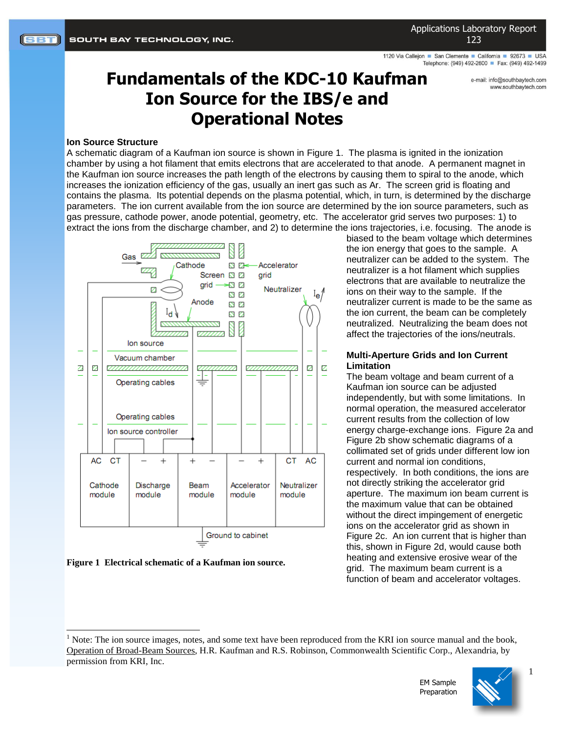Applications Laboratory Report 123

SOUTH BAY TECHNOLOGY, INC.

1120 Via Callejon ■ San Clemente ■ California ■ 92673 ■ USA
Telephone: (949) 492-2600 ■ Fax: (949) 492-1499
e-mail: info@southbaytech.com
www.southbaytech.com

# Fundamentals of the KDC-10 Kaufman Ion Source for the IBS/e and Operational Notes

## Ion Source Structure

A schematic diagram of a Kaufman ion source is shown in Figure 1. The plasma is ignited in the ionization chamber by using a hot filament that emits electrons that are accelerated to that anode. A permanent magnet in the Kaufman ion source increases the path length of the electrons by causing them to spiral to the anode, which increases the ionization efficiency of the gas, usually an inert gas such as Ar. The screen grid is floating and contains the plasma. Its potential depends on the plasma potential, which, in turn, is determined by the discharge parameters. The ion current available from the ion source are determined by the ion source parameters, such as gas pressure, cathode power, anode potential, geometry, etc. The accelerator grid serves two purposes: 1) to extract the ions from the discharge chamber, and 2) to determine the ions trajectories, i.e. focusing. The anode is biased to the beam voltage which determines the ion energy that goes to the sample. A neutralizer can be added to the system. The neutralizer is a hot filament which supplies electrons that are available to neutralize the ions on their way to the sample. If the neutralizer current is made to be the same as the ion current, the beam can be completely neutralized. Neutralizing the beam does not affect the trajectories of the ions/neutrals.

**Figure 1 Electrical schematic of a Kaufman ion source.**

## Multi-Aperture Grids and Ion Current Limitation

The beam voltage and beam current of a Kaufman ion source can be adjusted independently, but with some limitations. In normal operation, the measured accelerator current results from the collection of low energy charge-exchange ions. Figure 2a and Figure 2b show schematic diagrams of a collimated set of grids under different low ion current and normal ion conditions, respectively. In both conditions, the ions are not directly striking the accelerator grid aperture. The maximum ion beam current is the maximum value that can be obtained without the direct impingement of energetic ions on the accelerator grid as shown in Figure 2c. An ion current that is higher than this, shown in Figure 2d, would cause both heating and extensive erosive wear of the grid. The maximum beam current is a function of beam and accelerator voltages.

[1] Note: The ion source images, notes, and some text have been reproduced from the KRI ion source manual and the book, Operation of Broad-Beam Sources, H.R. Kaufman and R.S. Robinson, Commonwealth Scientific Corp., Alexandria, by permission from KRI, Inc.

EM Sample Preparation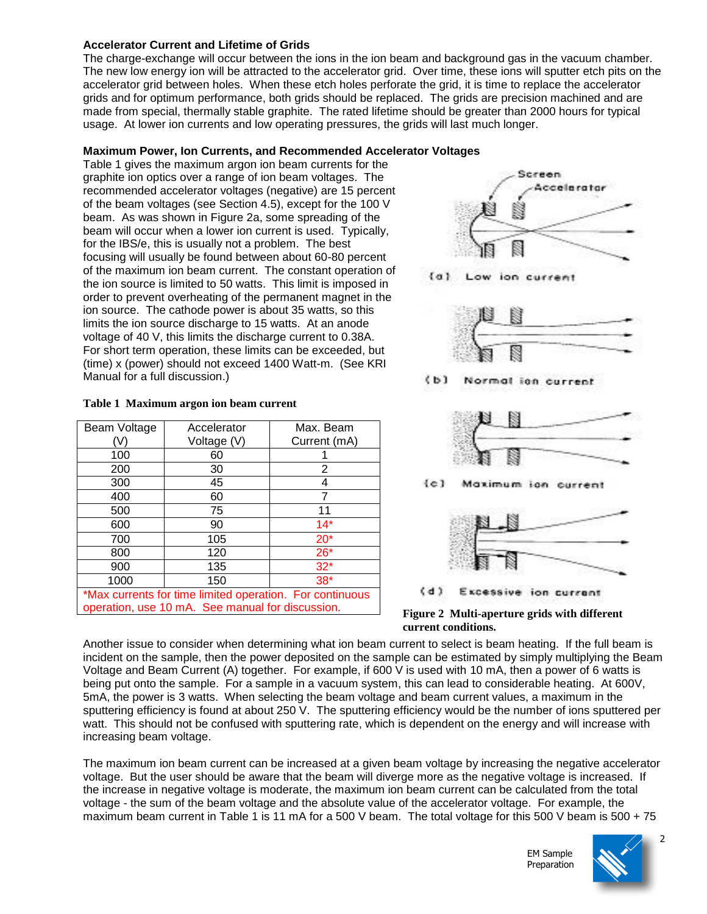### Accelerator Current and Lifetime of Grids

The charge-exchange will occur between the ions in the ion beam and background gas in the vacuum chamber. The new low energy ion will be attracted to the accelerator grid. Over time, these ions will sputter etch pits on the accelerator grid between holes. When these etch holes perforate the grid, it is time to replace the accelerator grids and for optimum performance, both grids should be replaced. The grids are precision machined and are made from special, thermally stable graphite. The rated lifetime should be greater than 2000 hours for typical usage. At lower ion currents and low operating pressures, the grids will last much longer.

### Maximum Power, Ion Currents, and Recommended Accelerator Voltages

Table 1 gives the maximum argon ion beam currents for the graphite ion optics over a range of ion beam voltages. The recommended accelerator voltages (negative) are 15 percent of the beam voltages (see Section 4.5), except for the 100 V beam. As was shown in Figure 2a, some spreading of the beam will occur when a lower ion current is used. Typically, for the IBS/e, this is usually not a problem. The best focusing will usually be found between about 60-80 percent of the maximum ion beam current. The constant operation of the ion source is limited to 50 watts. This limit is imposed in order to prevent overheating of the permanent magnet in the ion source. The cathode power is about 35 watts, so this limits the ion source discharge to 15 watts. At an anode voltage of 40 V, this limits the discharge current to 0.38A. For short term operation, these limits can be exceeded, but (time) x (power) should not exceed 1400 Watt-m. (See KRI Manual for a full discussion.)

**Table 1 Maximum argon ion beam current**

| Beam Voltage (V) | Accelerator Voltage (V) | Max. Beam Current (mA) |
|---|---|---|
| 100 | 60 | 1 |
| 200 | 30 | 2 |
| 300 | 45 | 4 |
| 400 | 60 | 7 |
| 500 | 75 | 11 |
| 600 | 90 | 14* |
| 700 | 105 | 20* |
| 800 | 120 | 26* |
| 900 | 135 | 32* |
| 1000 | 150 | 38* |
| *Max currents for time limited operation. For continuous operation, use 10 mA. See manual for discussion. | | |

(a) Low ion current

(b) Normal ion current

(c) Maximum ion current

(d) Excessive ion current

**Figure 2 Multi-aperture grids with different current conditions.**

Another issue to consider when determining what ion beam current to select is beam heating. If the full beam is incident on the sample, then the power deposited on the sample can be estimated by simply multiplying the Beam Voltage and Beam Current (A) together. For example, if 600 V is used with 10 mA, then a power of 6 watts is being put onto the sample. For a sample in a vacuum system, this can lead to considerable heating. At 600V, 5mA, the power is 3 watts. When selecting the beam voltage and beam current values, a maximum in the sputtering efficiency is found at about 250 V. The sputtering efficiency would be the number of ions sputtered per watt. This should not be confused with sputtering rate, which is dependent on the energy and will increase with increasing beam voltage.

The maximum ion beam current can be increased at a given beam voltage by increasing the negative accelerator voltage. But the user should be aware that the beam will diverge more as the negative voltage is increased. If the increase in negative voltage is moderate, the maximum ion beam current can be calculated from the total voltage - the sum of the beam voltage and the absolute value of the accelerator voltage. For example, the maximum beam current in Table 1 is 11 mA for a 500 V beam. The total voltage for this 500 V beam is 500 + 75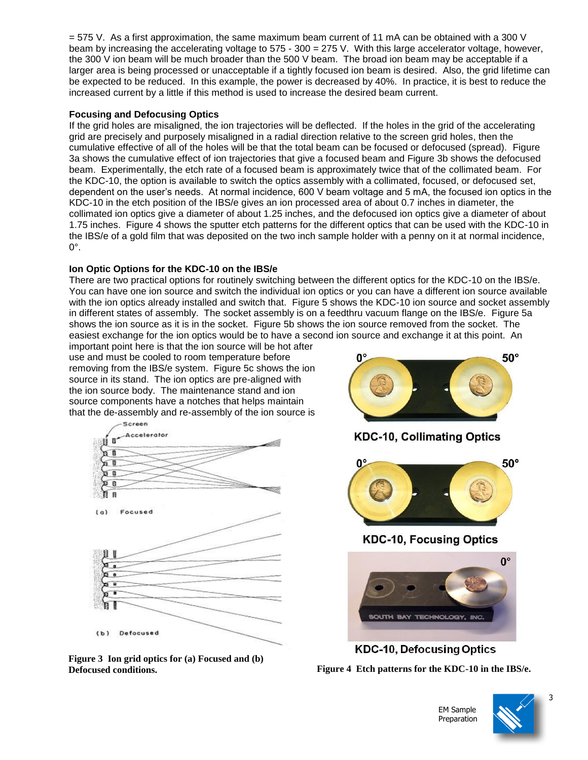= 575 V. As a first approximation, the same maximum beam current of 11 mA can be obtained with a 300 V beam by increasing the accelerating voltage to 575 - 300 = 275 V. With this large accelerator voltage, however, the 300 V ion beam will be much broader than the 500 V beam. The broad ion beam may be acceptable if a larger area is being processed or unacceptable if a tightly focused ion beam is desired. Also, the grid lifetime can be expected to be reduced. In this example, the power is decreased by 40%. In practice, it is best to reduce the increased current by a little if this method is used to increase the desired beam current.

**Focusing and Defocusing Optics**

If the grid holes are misaligned, the ion trajectories will be deflected. If the holes in the grid of the accelerating grid are precisely and purposely misaligned in a radial direction relative to the screen grid holes, then the cumulative effective of all of the holes will be that the total beam can be focused or defocused (spread). Figure 3a shows the cumulative effect of ion trajectories that give a focused beam and Figure 3b shows the defocused beam. Experimentally, the etch rate of a focused beam is approximately twice that of the collimated beam. For the KDC-10, the option is available to switch the optics assembly with a collimated, focused, or defocused set, dependent on the user's needs. At normal incidence, 600 V beam voltage and 5 mA, the focused ion optics in the KDC-10 in the etch position of the IBS/e gives an ion processed area of about 0.7 inches in diameter, the collimated ion optics give a diameter of about 1.25 inches, and the defocused ion optics give a diameter of about 1.75 inches. Figure 4 shows the sputter etch patterns for the different optics that can be used with the KDC-10 in the IBS/e of a gold film that was deposited on the two inch sample holder with a penny on it at normal incidence, 0°.

**Ion Optic Options for the KDC-10 on the IBS/e**

There are two practical options for routinely switching between the different optics for the KDC-10 on the IBS/e. You can have one ion source and switch the individual ion optics or you can have a different ion source available with the ion optics already installed and switch that. Figure 5 shows the KDC-10 ion source and socket assembly in different states of assembly. The socket assembly is on a feedthru vacuum flange on the IBS/e. Figure 5a shows the ion source as it is in the socket. Figure 5b shows the ion source removed from the socket. The easiest exchange for the ion optics would be to have a second ion source and exchange it at this point. An important point here is that the ion source will be hot after use and must be cooled to room temperature before removing from the IBS/e system. Figure 5c shows the ion source in its stand. The ion optics are pre-aligned with the ion source body. The maintenance stand and ion source components have a notches that helps maintain that the de-assembly and re-assembly of the ion source is

**Figure 3 Ion grid optics for (a) Focused and (b) Defocused conditions.**

KDC-10, Collimating Optics

KDC-10, Focusing Optics

KDC-10, Defocusing Optics

**Figure 4 Etch patterns for the KDC-10 in the IBS/e.**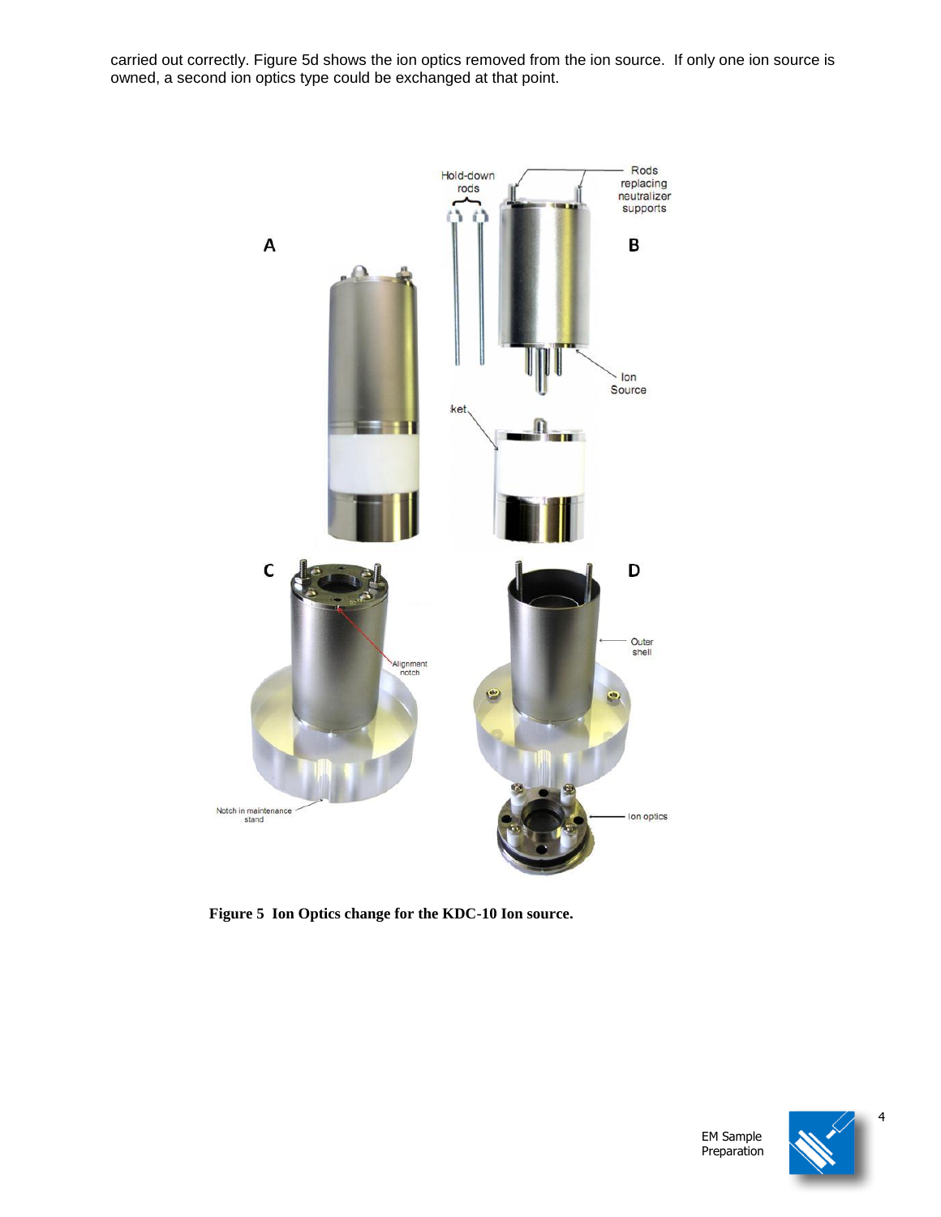carried out correctly. Figure 5d shows the ion optics removed from the ion source. If only one ion source is owned, a second ion optics type could be exchanged at that point.

A

B

C

D

Hold-down rods

Rods replacing neutralizer supports

Ion Source

ket

Alignment notch

Outer shell

Notch in maintenance stand

Ion optics

**Figure 5 Ion Optics change for the KDC-10 Ion source.**